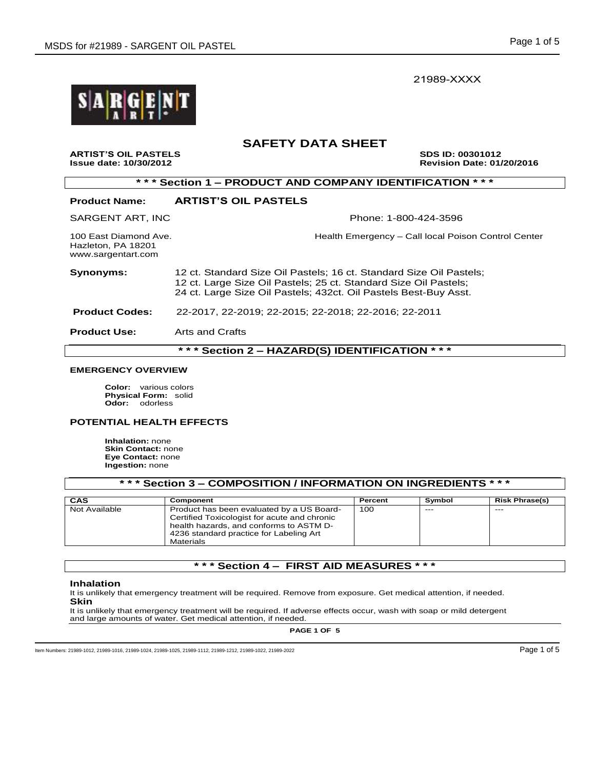21989-XXXX

# SAFETY DATA SHEET

**ARTIST'S OIL PASTELS** **SDS ID: 00301012**
**Issue date: 10/30/2012** **Revision Date: 01/20/2016**

## * * * Section 1 – PRODUCT AND COMPANY IDENTIFICATION * * *

**Product Name:** **ARTIST'S OIL PASTELS**

SARGENT ART, INC
Phone: 1-800-424-3596

100 East Diamond Ave.
Hazleton, PA 18201
www.sargentart.com

Health Emergency – Call local Poison Control Center

**Synonyms:** 12 ct. Standard Size Oil Pastels; 16 ct. Standard Size Oil Pastels; 12 ct. Large Size Oil Pastels; 25 ct. Standard Size Oil Pastels; 24 ct. Large Size Oil Pastels; 432ct. Oil Pastels Best-Buy Asst.

**Product Codes:** 22-2017, 22-2019; 22-2015; 22-2018; 22-2016; 22-2011

**Product Use:** Arts and Crafts

## * * * Section 2 – HAZARD(S) IDENTIFICATION * * *

### EMERGENCY OVERVIEW

**Color:** various colors
**Physical Form:** solid
**Odor:** odorless

### POTENTIAL HEALTH EFFECTS

**Inhalation:** none
**Skin Contact:** none
**Eye Contact:** none
**Ingestion:** none

## * * * Section 3 – COMPOSITION / INFORMATION ON INGREDIENTS * * *

| CAS | Component | Percent | Symbol | Risk Phrase(s) |
|---|---|---|---|---|
| Not Available | Product has been evaluated by a US Board-Certified Toxicologist for acute and chronic health hazards, and conforms to ASTM D-4236 standard practice for Labeling Art Materials | 100 | --- | --- |

## * * * Section 4 – FIRST AID MEASURES * * *

**Inhalation**
It is unlikely that emergency treatment will be required. Remove from exposure. Get medical attention, if needed.

**Skin**
It is unlikely that emergency treatment will be required. If adverse effects occur, wash with soap or mild detergent and large amounts of water. Get medical attention, if needed.

Item Numbers: 21989-1012, 21989-1016, 21989-1024, 21989-1025, 21989-1112, 21989-1212, 21989-1022, 21989-2022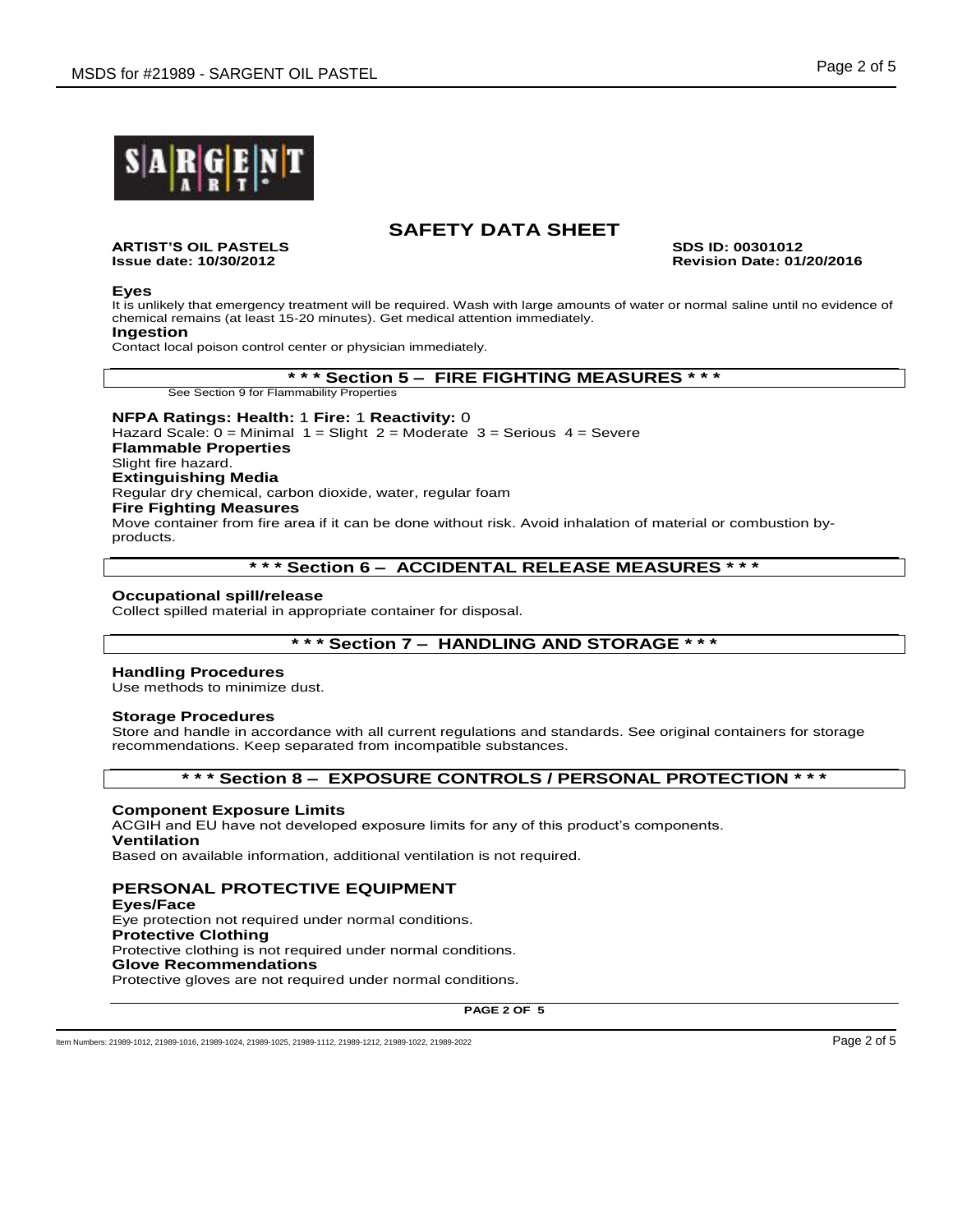# SAFETY DATA SHEET

**ARTIST'S OIL PASTELS** **SDS ID: 00301012**
**Issue date: 10/30/2012** **Revision Date: 01/20/2016**

**Eyes**
It is unlikely that emergency treatment will be required. Wash with large amounts of water or normal saline until no evidence of chemical remains (at least 15-20 minutes). Get medical attention immediately.

**Ingestion**
Contact local poison control center or physician immediately.

## * * * Section 5 – FIRE FIGHTING MEASURES * * *

See Section 9 for Flammability Properties

**NFPA Ratings: Health:** 1 **Fire:** 1 **Reactivity:** 0
Hazard Scale: 0 = Minimal 1 = Slight 2 = Moderate 3 = Serious 4 = Severe

**Flammable Properties**
Slight fire hazard.

**Extinguishing Media**
Regular dry chemical, carbon dioxide, water, regular foam

**Fire Fighting Measures**
Move container from fire area if it can be done without risk. Avoid inhalation of material or combustion by-products.

## * * * Section 6 – ACCIDENTAL RELEASE MEASURES * * *

**Occupational spill/release**
Collect spilled material in appropriate container for disposal.

## * * * Section 7 – HANDLING AND STORAGE * * *

**Handling Procedures**
Use methods to minimize dust.

**Storage Procedures**
Store and handle in accordance with all current regulations and standards. See original containers for storage recommendations. Keep separated from incompatible substances.

## * * * Section 8 – EXPOSURE CONTROLS / PERSONAL PROTECTION * * *

**Component Exposure Limits**
ACGIH and EU have not developed exposure limits for any of this product's components.

**Ventilation**
Based on available information, additional ventilation is not required.

### PERSONAL PROTECTIVE EQUIPMENT

**Eyes/Face**
Eye protection not required under normal conditions.

**Protective Clothing**
Protective clothing is not required under normal conditions.

**Glove Recommendations**
Protective gloves are not required under normal conditions.

Item Numbers: 21989-1012, 21989-1016, 21989-1024, 21989-1025, 21989-1112, 21989-1212, 21989-1022, 21989-2022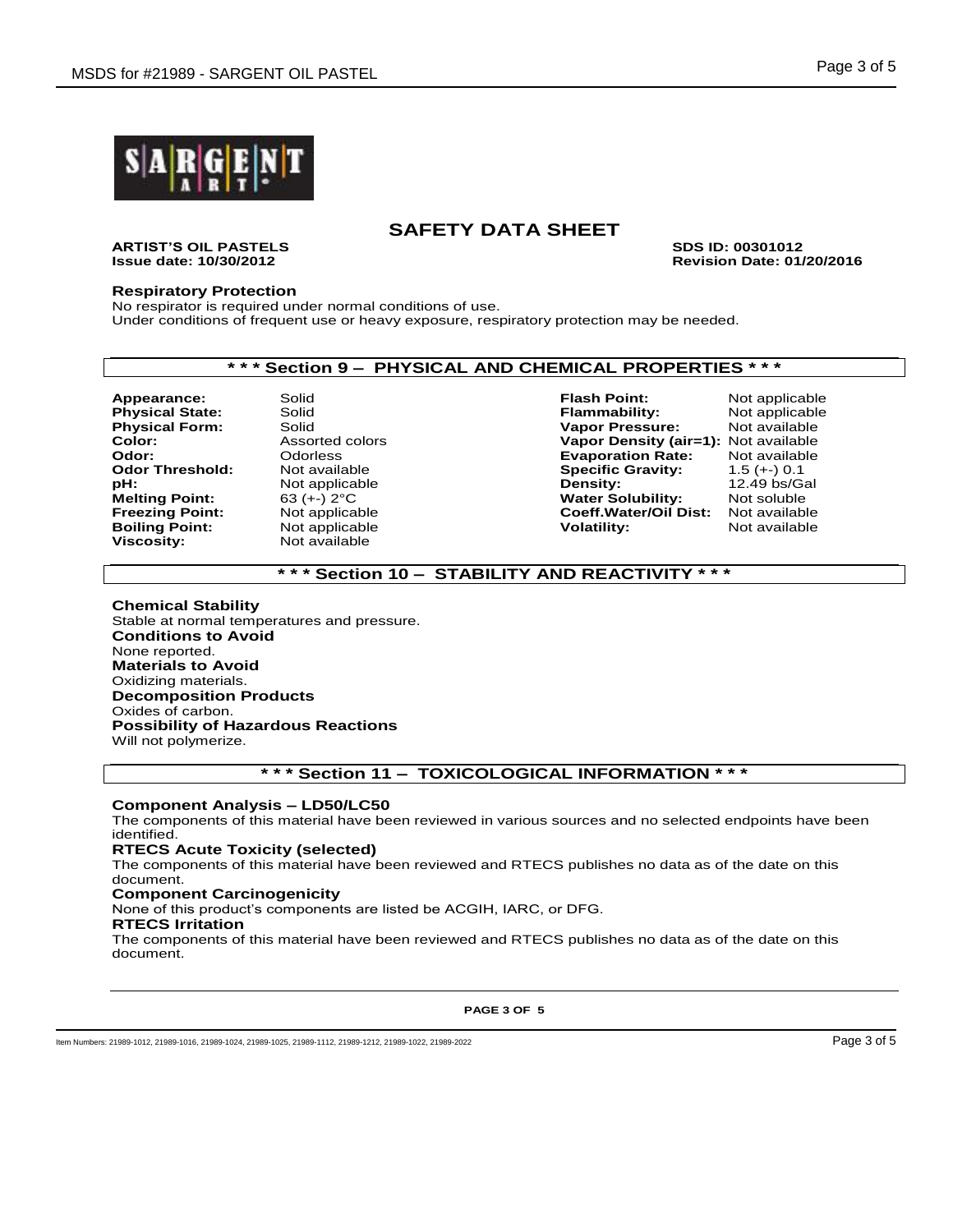# SAFETY DATA SHEET

**ARTIST'S OIL PASTELS** **SDS ID: 00301012**
**Issue date: 10/30/2012** **Revision Date: 01/20/2016**

### Respiratory Protection

No respirator is required under normal conditions of use.
Under conditions of frequent use or heavy exposure, respiratory protection may be needed.

## * * * Section 9 – PHYSICAL AND CHEMICAL PROPERTIES * * *

| | | | |
|---|---|---|---|
| **Appearance:** | Solid | **Flash Point:** | Not applicable |
| **Physical State:** | Solid | **Flammability:** | Not applicable |
| **Physical Form:** | Solid | **Vapor Pressure:** | Not available |
| **Color:** | Assorted colors | **Vapor Density (air=1):** | Not available |
| **Odor:** | Odorless | **Evaporation Rate:** | Not available |
| **Odor Threshold:** | Not available | **Specific Gravity:** | 1.5 (+-) 0.1 |
| **pH:** | Not applicable | **Density:** | 12.49 bs/Gal |
| **Melting Point:** | 63 (+-) 2°C | **Water Solubility:** | Not soluble |
| **Freezing Point:** | Not applicable | **Coeff.Water/Oil Dist:** | Not available |
| **Boiling Point:** | Not applicable | **Volatility:** | Not available |
| **Viscosity:** | Not available | | |

## * * * Section 10 – STABILITY AND REACTIVITY * * *

**Chemical Stability**
Stable at normal temperatures and pressure.
**Conditions to Avoid**
None reported.
**Materials to Avoid**
Oxidizing materials.
**Decomposition Products**
Oxides of carbon.
**Possibility of Hazardous Reactions**
Will not polymerize.

## * * * Section 11 – TOXICOLOGICAL INFORMATION * * *

**Component Analysis – LD50/LC50**
The components of this material have been reviewed in various sources and no selected endpoints have been identified.
**RTECS Acute Toxicity (selected)**
The components of this material have been reviewed and RTECS publishes no data as of the date on this document.
**Component Carcinogenicity**
None of this product's components are listed be ACGIH, IARC, or DFG.
**RTECS Irritation**
The components of this material have been reviewed and RTECS publishes no data as of the date on this document.

Item Numbers: 21989-1012, 21989-1016, 21989-1024, 21989-1025, 21989-1112, 21989-1212, 21989-1022, 21989-2022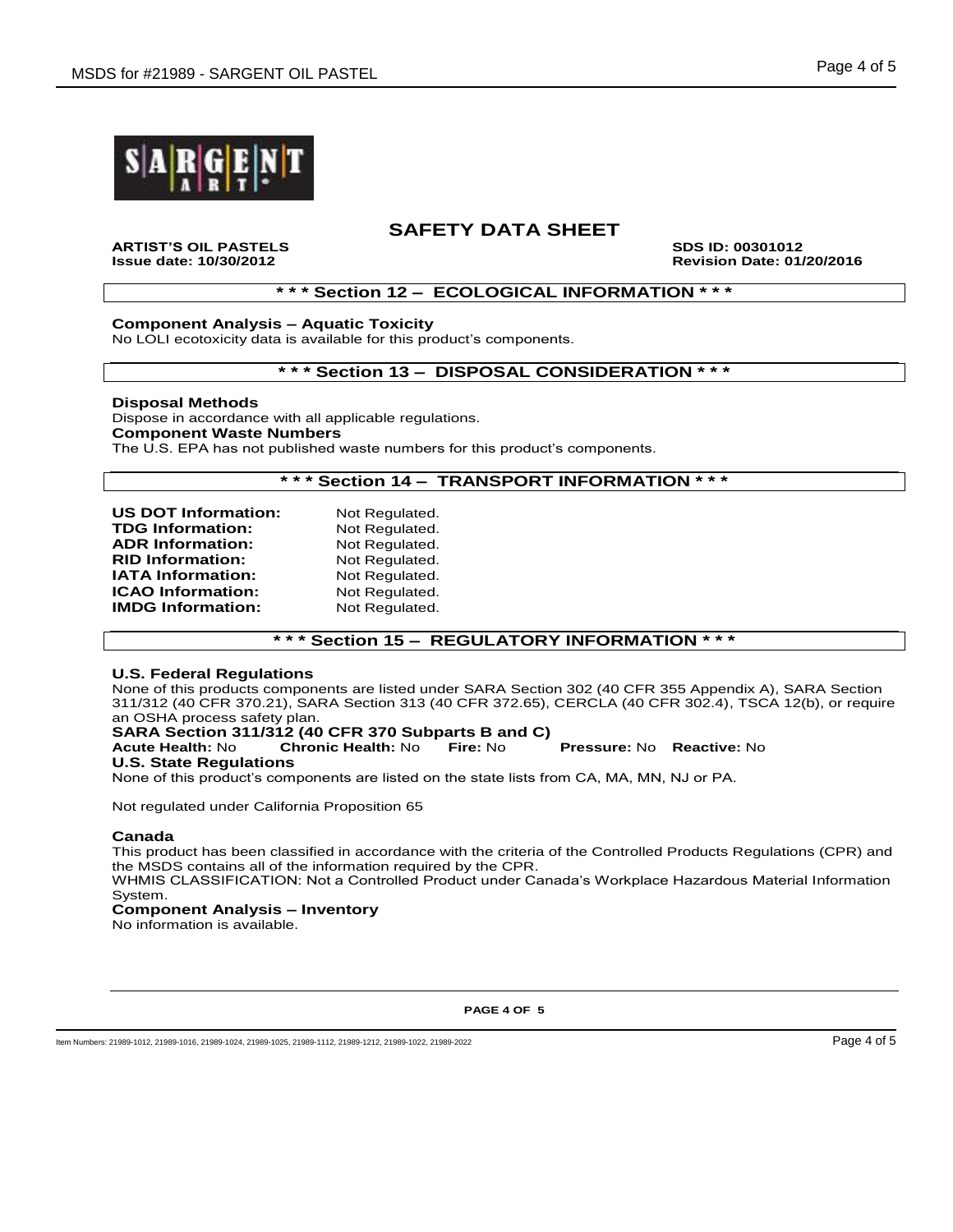# SAFETY DATA SHEET

**ARTIST'S OIL PASTELS** **SDS ID: 00301012**
**Issue date: 10/30/2012** **Revision Date: 01/20/2016**

## * * * Section 12 – ECOLOGICAL INFORMATION * * *

**Component Analysis – Aquatic Toxicity**
No LOLI ecotoxicity data is available for this product's components.

## * * * Section 13 – DISPOSAL CONSIDERATION * * *

**Disposal Methods**
Dispose in accordance with all applicable regulations.
**Component Waste Numbers**
The U.S. EPA has not published waste numbers for this product's components.

## * * * Section 14 – TRANSPORT INFORMATION * * *

**US DOT Information:** Not Regulated.
**TDG Information:** Not Regulated.
**ADR Information:** Not Regulated.
**RID Information:** Not Regulated.
**IATA Information:** Not Regulated.
**ICAO Information:** Not Regulated.
**IMDG Information:** Not Regulated.

## * * * Section 15 – REGULATORY INFORMATION * * *

**U.S. Federal Regulations**
None of this products components are listed under SARA Section 302 (40 CFR 355 Appendix A), SARA Section 311/312 (40 CFR 370.21), SARA Section 313 (40 CFR 372.65), CERCLA (40 CFR 302.4), TSCA 12(b), or require an OSHA process safety plan.
**SARA Section 311/312 (40 CFR 370 Subparts B and C)**
**Acute Health:** No **Chronic Health:** No **Fire:** No **Pressure:** No **Reactive:** No
**U.S. State Regulations**
None of this product's components are listed on the state lists from CA, MA, MN, NJ or PA.

Not regulated under California Proposition 65

**Canada**
This product has been classified in accordance with the criteria of the Controlled Products Regulations (CPR) and the MSDS contains all of the information required by the CPR.
WHMIS CLASSIFICATION: Not a Controlled Product under Canada's Workplace Hazardous Material Information System.
**Component Analysis – Inventory**
No information is available.

Item Numbers: 21989-1012, 21989-1016, 21989-1024, 21989-1025, 21989-1112, 21989-1212, 21989-1022, 21989-2022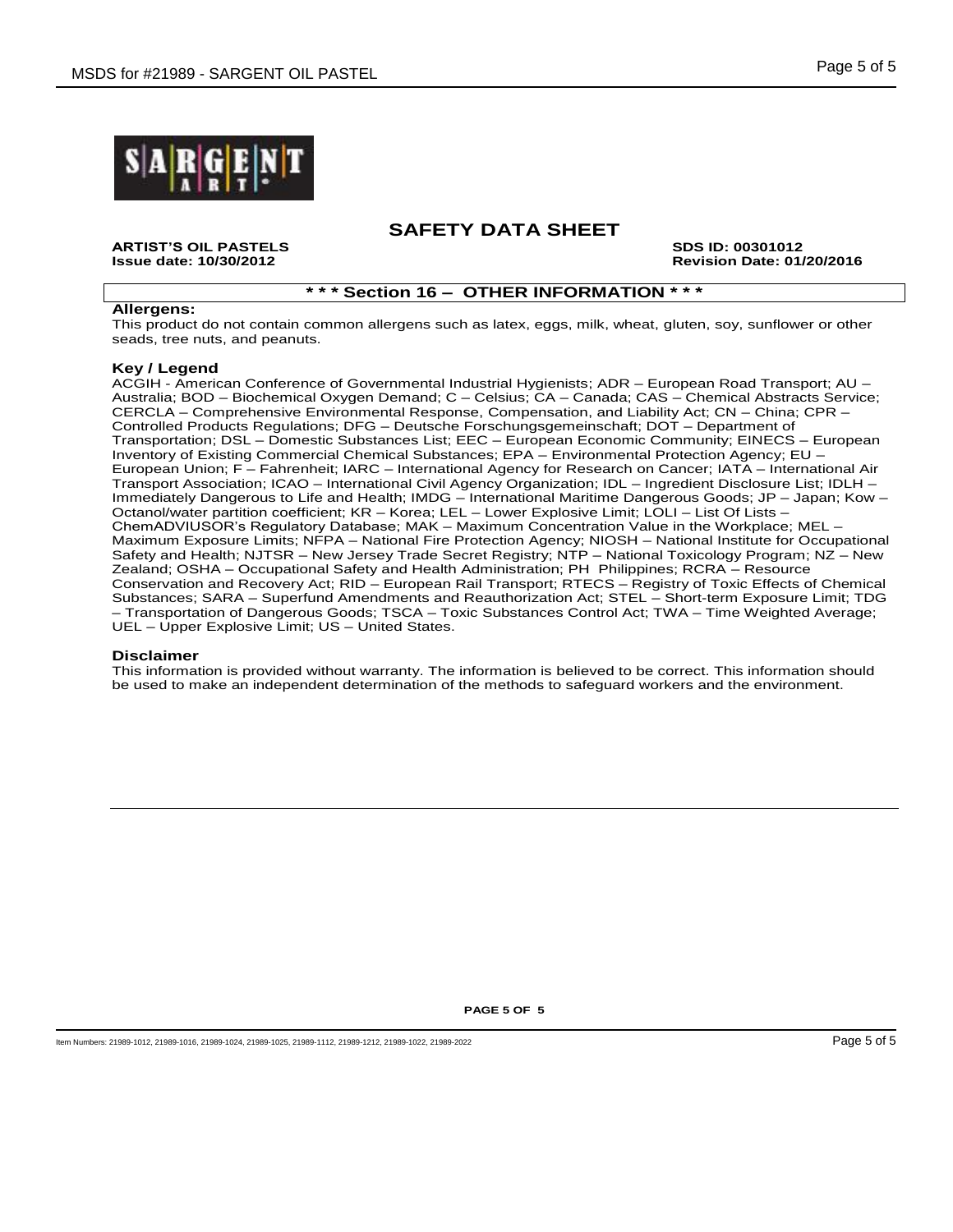# SAFETY DATA SHEET

**ARTIST'S OIL PASTELS** **SDS ID: 00301012**
**Issue date: 10/30/2012** **Revision Date: 01/20/2016**

## * * * Section 16 – OTHER INFORMATION * * *

**Allergens:**

This product do not contain common allergens such as latex, eggs, milk, wheat, gluten, soy, sunflower or other seads, tree nuts, and peanuts.

**Key / Legend**

ACGIH - American Conference of Governmental Industrial Hygienists; ADR – European Road Transport; AU – Australia; BOD – Biochemical Oxygen Demand; C – Celsius; CA – Canada; CAS – Chemical Abstracts Service; CERCLA – Comprehensive Environmental Response, Compensation, and Liability Act; CN – China; CPR – Controlled Products Regulations; DFG – Deutsche Forschungsgemeinschaft; DOT – Department of Transportation; DSL – Domestic Substances List; EEC – European Economic Community; EINECS – European Inventory of Existing Commercial Chemical Substances; EPA – Environmental Protection Agency; EU – European Union; F – Fahrenheit; IARC – International Agency for Research on Cancer; IATA – International Air Transport Association; ICAO – International Civil Agency Organization; IDL – Ingredient Disclosure List; IDLH – Immediately Dangerous to Life and Health; IMDG – International Maritime Dangerous Goods; JP – Japan; Kow – Octanol/water partition coefficient; KR – Korea; LEL – Lower Explosive Limit; LOLI – List Of Lists – ChemADVIUSOR's Regulatory Database; MAK – Maximum Concentration Value in the Workplace; MEL – Maximum Exposure Limits; NFPA – National Fire Protection Agency; NIOSH – National Institute for Occupational Safety and Health; NJTSR – New Jersey Trade Secret Registry; NTP – National Toxicology Program; NZ – New Zealand; OSHA – Occupational Safety and Health Administration; PH Philippines; RCRA – Resource Conservation and Recovery Act; RID – European Rail Transport; RTECS – Registry of Toxic Effects of Chemical Substances; SARA – Superfund Amendments and Reauthorization Act; STEL – Short-term Exposure Limit; TDG – Transportation of Dangerous Goods; TSCA – Toxic Substances Control Act; TWA – Time Weighted Average; UEL – Upper Explosive Limit; US – United States.

**Disclaimer**

This information is provided without warranty. The information is believed to be correct. This information should be used to make an independent determination of the methods to safeguard workers and the environment.

Item Numbers: 21989-1012, 21989-1016, 21989-1024, 21989-1025, 21989-1112, 21989-1212, 21989-1022, 21989-2022